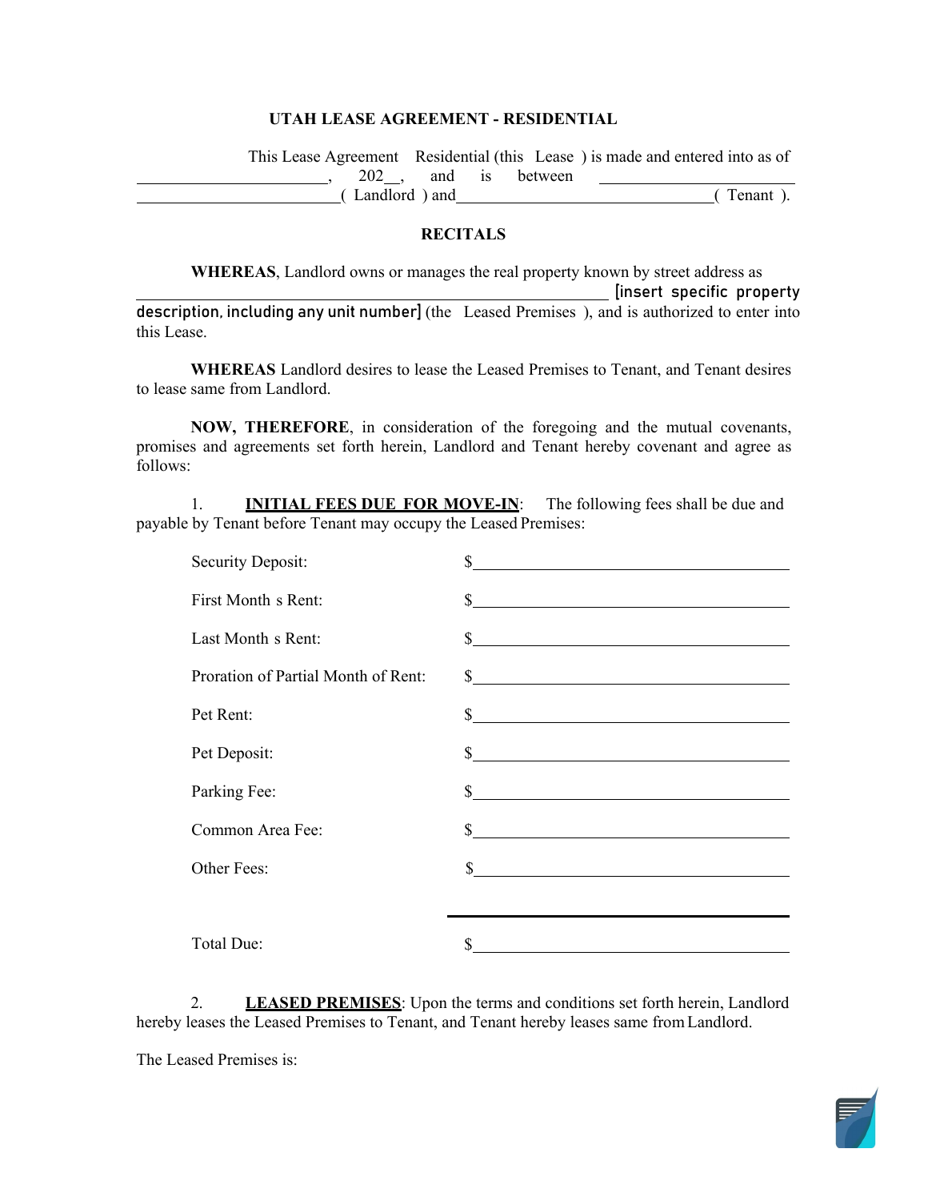# UTAH LEASE AGREEMENT - RESIDENTIAL

This Lease Agreement Residential (this Lease ) is made and entered into as of ______________________, 202__, and is between ______________________ ______________________( Landlord ) and______________________________( Tenant ).

## RECITALS

**WHEREAS**, Landlord owns or manages the real property known by street address as ____________________________________________________ [insert specific property description, including any unit number] (the Leased Premises ), and is authorized to enter into this Lease.

**WHEREAS** Landlord desires to lease the Leased Premises to Tenant, and Tenant desires to lease same from Landlord.

**NOW, THEREFORE**, in consideration of the foregoing and the mutual covenants, promises and agreements set forth herein, Landlord and Tenant hereby covenant and agree as follows:

1. **INITIAL FEES DUE FOR MOVE-IN**: The following fees shall be due and payable by Tenant before Tenant may occupy the Leased Premises:

| | |
|---|---|
| Security Deposit: | $________________________ |
| First Month s Rent: | $________________________ |
| Last Month s Rent: | $________________________ |
| Proration of Partial Month of Rent: | $________________________ |
| Pet Rent: | $________________________ |
| Pet Deposit: | $________________________ |
| Parking Fee: | $________________________ |
| Common Area Fee: | $________________________ |
| Other Fees: | $________________________ |
| Total Due: | $________________________ |

2. **LEASED PREMISES**: Upon the terms and conditions set forth herein, Landlord hereby leases the Leased Premises to Tenant, and Tenant hereby leases same from Landlord.

The Leased Premises is: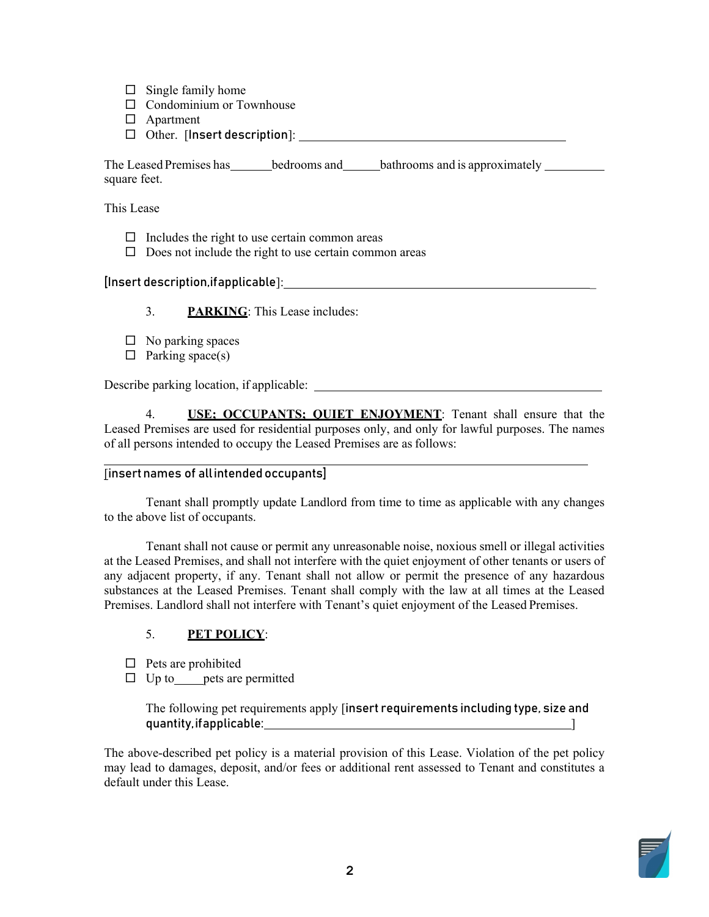- ☐ Single family home
- ☐ Condominium or Townhouse
- ☐ Apartment
- ☐ Other. [Insert description]: ___________________________________________

The Leased Premises has_______bedrooms and______bathrooms and is approximately __________ square feet.

This Lease

- ☐ Includes the right to use certain common areas
- ☐ Does not include the right to use certain common areas

[Insert description, if applicable]: _________________________________________________

3. **PARKING**: This Lease includes:

- ☐ No parking spaces
- ☐ Parking space(s)

Describe parking location, if applicable: ________________________________________________

4. **USE; OCCUPANTS; QUIET ENJOYMENT**: Tenant shall ensure that the Leased Premises are used for residential purposes only, and only for lawful purposes. The names of all persons intended to occupy the Leased Premises are as follows:

_____________________________________________________________________________

[insert names of all intended occupants]

Tenant shall promptly update Landlord from time to time as applicable with any changes to the above list of occupants.

Tenant shall not cause or permit any unreasonable noise, noxious smell or illegal activities at the Leased Premises, and shall not interfere with the quiet enjoyment of other tenants or users of any adjacent property, if any. Tenant shall not allow or permit the presence of any hazardous substances at the Leased Premises. Tenant shall comply with the law at all times at the Leased Premises. Landlord shall not interfere with Tenant's quiet enjoyment of the Leased Premises.

5. **PET POLICY**:

- ☐ Pets are prohibited
- ☐ Up to_____pets are permitted

The following pet requirements apply [insert requirements including type, size and quantity, if applicable:___________________________________________________]

The above-described pet policy is a material provision of this Lease. Violation of the pet policy may lead to damages, deposit, and/or fees or additional rent assessed to Tenant and constitutes a default under this Lease.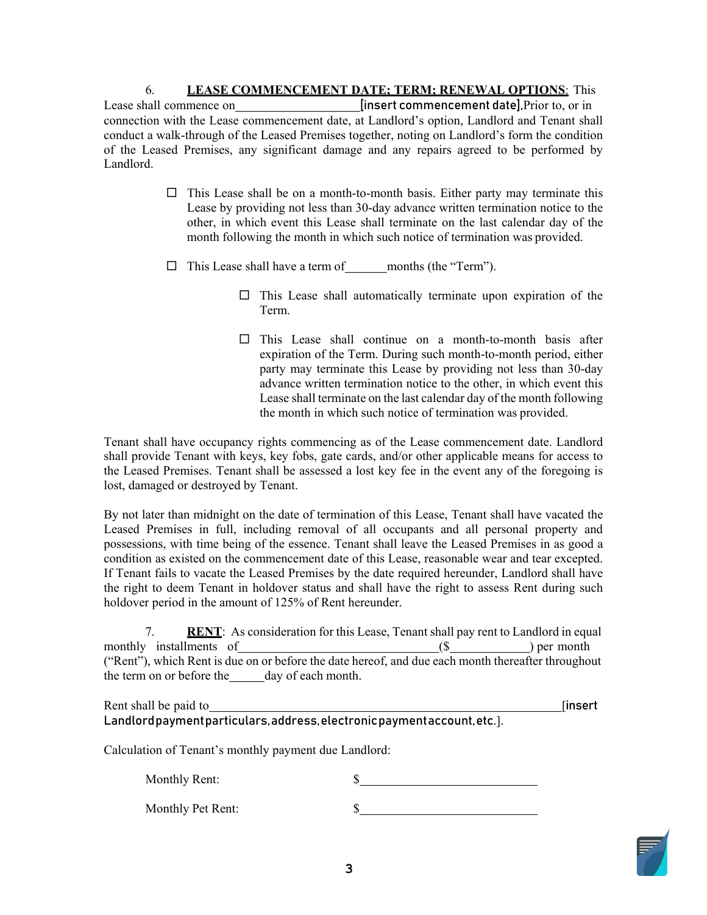6. **LEASE COMMENCEMENT DATE; TERM; RENEWAL OPTIONS**: This Lease shall commence on____________________[insert commencement date],Prior to, or in connection with the Lease commencement date, at Landlord's option, Landlord and Tenant shall conduct a walk-through of the Leased Premises together, noting on Landlord's form the condition of the Leased Premises, any significant damage and any repairs agreed to be performed by Landlord.

- ☐ This Lease shall be on a month-to-month basis. Either party may terminate this Lease by providing not less than 30-day advance written termination notice to the other, in which event this Lease shall terminate on the last calendar day of the month following the month in which such notice of termination was provided.

- ☐ This Lease shall have a term of_______months (the "Term").

  - ☐ This Lease shall automatically terminate upon expiration of the Term.

  - ☐ This Lease shall continue on a month-to-month basis after expiration of the Term. During such month-to-month period, either party may terminate this Lease by providing not less than 30-day advance written termination notice to the other, in which event this Lease shall terminate on the last calendar day of the month following the month in which such notice of termination was provided.

Tenant shall have occupancy rights commencing as of the Lease commencement date. Landlord shall provide Tenant with keys, key fobs, gate cards, and/or other applicable means for access to the Leased Premises. Tenant shall be assessed a lost key fee in the event any of the foregoing is lost, damaged or destroyed by Tenant.

By not later than midnight on the date of termination of this Lease, Tenant shall have vacated the Leased Premises in full, including removal of all occupants and all personal property and possessions, with time being of the essence. Tenant shall leave the Leased Premises in as good a condition as existed on the commencement date of this Lease, reasonable wear and tear excepted. If Tenant fails to vacate the Leased Premises by the date required hereunder, Landlord shall have the right to deem Tenant in holdover status and shall have the right to assess Rent during such holdover period in the amount of 125% of Rent hereunder.

7. **RENT**: As consideration for this Lease, Tenant shall pay rent to Landlord in equal monthly installments of________________________________($_____________) per month ("Rent"), which Rent is due on or before the date hereof, and due each month thereafter throughout the term on or before the______day of each month.

Rent shall be paid to____________________________________________________________[insert Landlord payment particulars, address, electronic payment account, etc.].

Calculation of Tenant's monthly payment due Landlord:

| | |
|---|---|
| Monthly Rent: | $____________________________ |
| Monthly Pet Rent: | $____________________________ |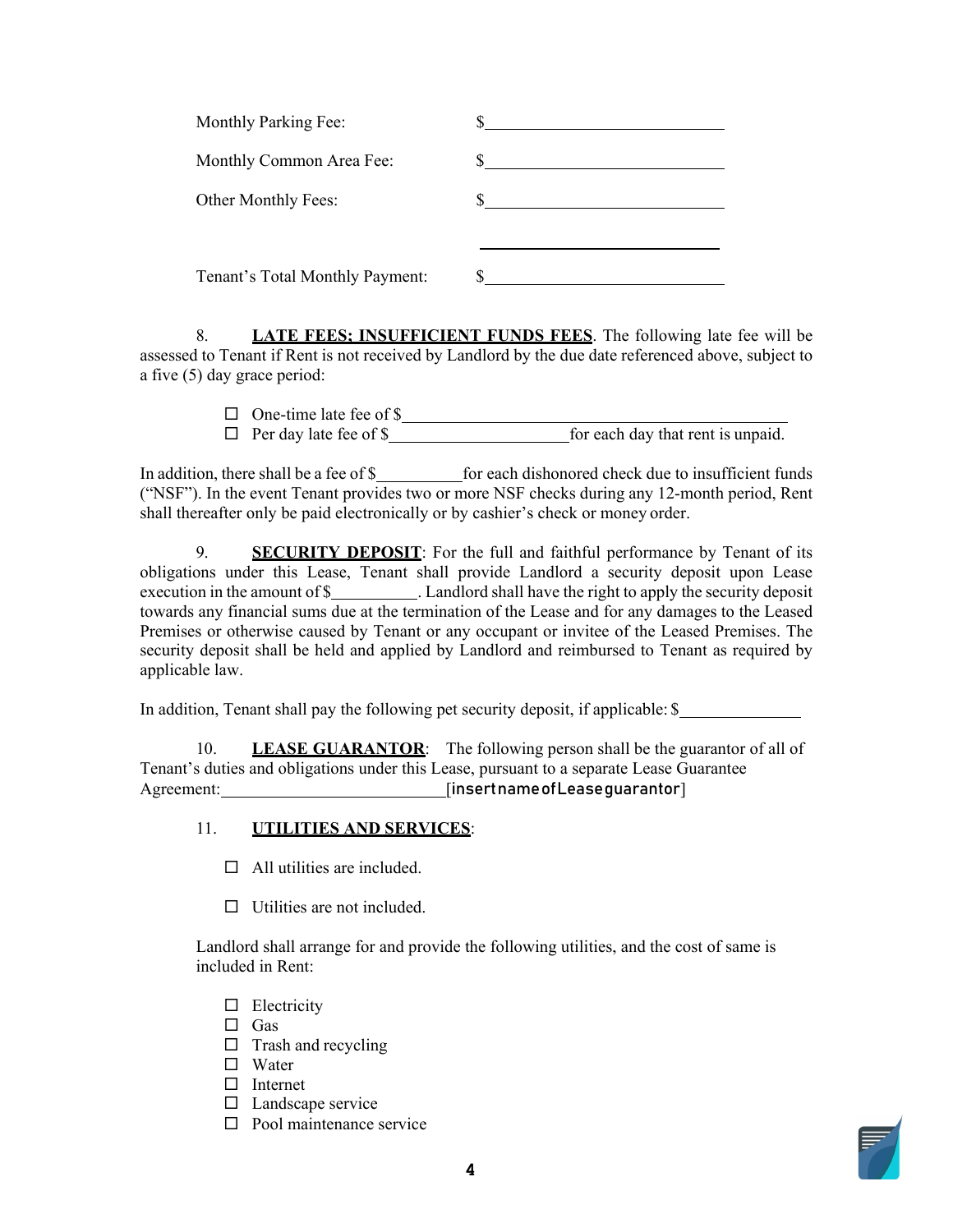Monthly Parking Fee: $\_\_\_\_\_\_\_\_\_\_\_\_\_\_\_\_\_\_\_\_\_\_\_\_\_\_\_\_\_

Monthly Common Area Fee: $\_\_\_\_\_\_\_\_\_\_\_\_\_\_\_\_\_\_\_\_\_\_\_\_\_\_\_\_\_

Other Monthly Fees: $\_\_\_\_\_\_\_\_\_\_\_\_\_\_\_\_\_\_\_\_\_\_\_\_\_\_\_\_\_

Tenant's Total Monthly Payment: $\_\_\_\_\_\_\_\_\_\_\_\_\_\_\_\_\_\_\_\_\_\_\_\_\_\_\_\_\_

8. **LATE FEES; INSUFFICIENT FUNDS FEES**. The following late fee will be assessed to Tenant if Rent is not received by Landlord by the due date referenced above, subject to a five (5) day grace period:

- ☐ One-time late fee of $\_\_\_\_\_\_\_\_\_\_\_\_\_\_\_\_\_\_\_\_\_\_\_\_\_\_\_\_\_\_\_\_\_\_\_\_\_\_\_\_\_\_\_\_
- ☐ Per day late fee of $\_\_\_\_\_\_\_\_\_\_\_\_\_\_\_\_\_\_\_\_\_\_ for each day that rent is unpaid.

In addition, there shall be a fee of $\_\_\_\_\_\_\_\_\_\_ for each dishonored check due to insufficient funds ("NSF"). In the event Tenant provides two or more NSF checks during any 12-month period, Rent shall thereafter only be paid electronically or by cashier's check or money order.

9. **SECURITY DEPOSIT**: For the full and faithful performance by Tenant of its obligations under this Lease, Tenant shall provide Landlord a security deposit upon Lease execution in the amount of $\_\_\_\_\_\_\_\_\_\_. Landlord shall have the right to apply the security deposit towards any financial sums due at the termination of the Lease and for any damages to the Leased Premises or otherwise caused by Tenant or any occupant or invitee of the Leased Premises. The security deposit shall be held and applied by Landlord and reimbursed to Tenant as required by applicable law.

In addition, Tenant shall pay the following pet security deposit, if applicable: $\_\_\_\_\_\_\_\_\_\_\_\_\_\_\_

10. **LEASE GUARANTOR**: The following person shall be the guarantor of all of Tenant's duties and obligations under this Lease, pursuant to a separate Lease Guarantee Agreement:\_\_\_\_\_\_\_\_\_\_\_\_\_\_\_\_\_\_\_\_\_\_\_\_\_\_\_\_ [insert name of Lease guarantor]

11. **UTILITIES AND SERVICES**:

- ☐ All utilities are included.
- ☐ Utilities are not included.

Landlord shall arrange for and provide the following utilities, and the cost of same is included in Rent:

- ☐ Electricity
- ☐ Gas
- ☐ Trash and recycling
- ☐ Water
- ☐ Internet
- ☐ Landscape service
- ☐ Pool maintenance service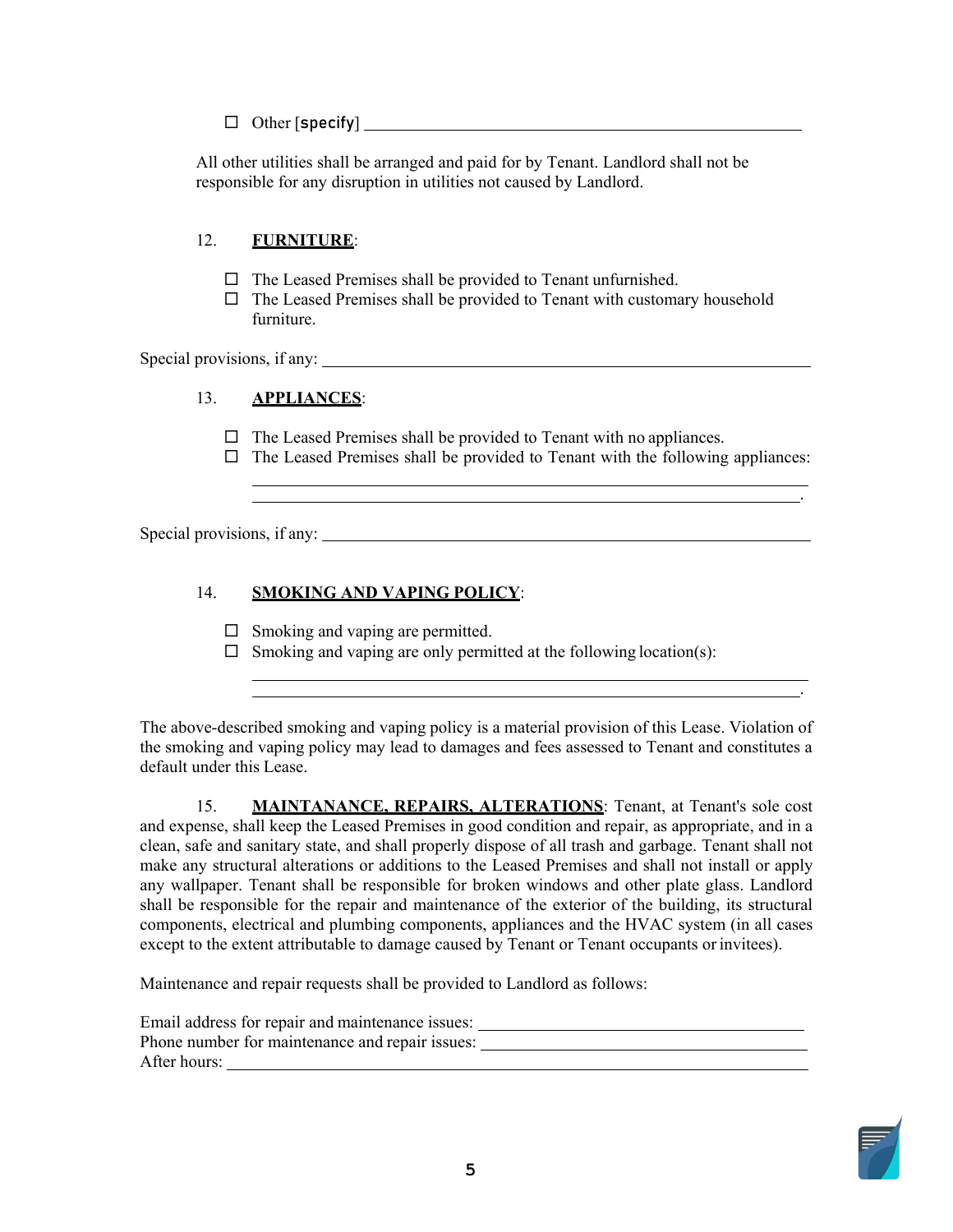☐ Other [specify] ________________________________________________

All other utilities shall be arranged and paid for by Tenant. Landlord shall not be responsible for any disruption in utilities not caused by Landlord.

12. **FURNITURE**:

☐ The Leased Premises shall be provided to Tenant unfurnished.
☐ The Leased Premises shall be provided to Tenant with customary household furniture.

Special provisions, if any: ________________________________________________

13. **APPLIANCES**:

☐ The Leased Premises shall be provided to Tenant with no appliances.
☐ The Leased Premises shall be provided to Tenant with the following appliances:

________________________________________________
________________________________________________.

Special provisions, if any: ________________________________________________

14. **SMOKING AND VAPING POLICY**:

☐ Smoking and vaping are permitted.
☐ Smoking and vaping are only permitted at the following location(s):

________________________________________________
________________________________________________.

The above-described smoking and vaping policy is a material provision of this Lease. Violation of the smoking and vaping policy may lead to damages and fees assessed to Tenant and constitutes a default under this Lease.

15. **MAINTANANCE, REPAIRS, ALTERATIONS**: Tenant, at Tenant's sole cost and expense, shall keep the Leased Premises in good condition and repair, as appropriate, and in a clean, safe and sanitary state, and shall properly dispose of all trash and garbage. Tenant shall not make any structural alterations or additions to the Leased Premises and shall not install or apply any wallpaper. Tenant shall be responsible for broken windows and other plate glass. Landlord shall be responsible for the repair and maintenance of the exterior of the building, its structural components, electrical and plumbing components, appliances and the HVAC system (in all cases except to the extent attributable to damage caused by Tenant or Tenant occupants or invitees).

Maintenance and repair requests shall be provided to Landlord as follows:

Email address for repair and maintenance issues: ________________________________
Phone number for maintenance and repair issues: ________________________________
After hours: ________________________________________________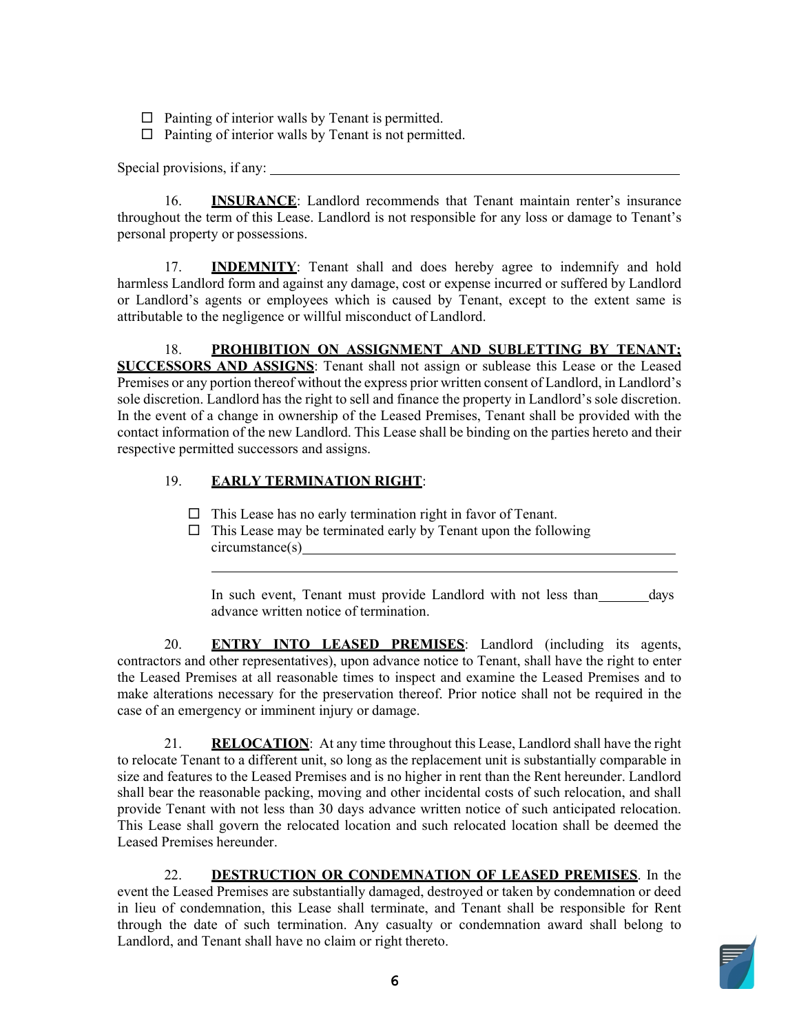☐ Painting of interior walls by Tenant is permitted.
☐ Painting of interior walls by Tenant is not permitted.

Special provisions, if any: ______________________________________________________________

16. **INSURANCE**: Landlord recommends that Tenant maintain renter's insurance throughout the term of this Lease. Landlord is not responsible for any loss or damage to Tenant's personal property or possessions.

17. **INDEMNITY**: Tenant shall and does hereby agree to indemnify and hold harmless Landlord form and against any damage, cost or expense incurred or suffered by Landlord or Landlord's agents or employees which is caused by Tenant, except to the extent same is attributable to the negligence or willful misconduct of Landlord.

18. **PROHIBITION ON ASSIGNMENT AND SUBLETTING BY TENANT; SUCCESSORS AND ASSIGNS**: Tenant shall not assign or sublease this Lease or the Leased Premises or any portion thereof without the express prior written consent of Landlord, in Landlord's sole discretion. Landlord has the right to sell and finance the property in Landlord's sole discretion. In the event of a change in ownership of the Leased Premises, Tenant shall be provided with the contact information of the new Landlord. This Lease shall be binding on the parties hereto and their respective permitted successors and assigns.

19. **EARLY TERMINATION RIGHT**:

☐ This Lease has no early termination right in favor of Tenant.
☐ This Lease may be terminated early by Tenant upon the following circumstance(s)______________________________________________________________
______________________________________________________________

In such event, Tenant must provide Landlord with not less than________days advance written notice of termination.

20. **ENTRY INTO LEASED PREMISES**: Landlord (including its agents, contractors and other representatives), upon advance notice to Tenant, shall have the right to enter the Leased Premises at all reasonable times to inspect and examine the Leased Premises and to make alterations necessary for the preservation thereof. Prior notice shall not be required in the case of an emergency or imminent injury or damage.

21. **RELOCATION**: At any time throughout this Lease, Landlord shall have the right to relocate Tenant to a different unit, so long as the replacement unit is substantially comparable in size and features to the Leased Premises and is no higher in rent than the Rent hereunder. Landlord shall bear the reasonable packing, moving and other incidental costs of such relocation, and shall provide Tenant with not less than 30 days advance written notice of such anticipated relocation. This Lease shall govern the relocated location and such relocated location shall be deemed the Leased Premises hereunder.

22. **DESTRUCTION OR CONDEMNATION OF LEASED PREMISES**. In the event the Leased Premises are substantially damaged, destroyed or taken by condemnation or deed in lieu of condemnation, this Lease shall terminate, and Tenant shall responsible for Rent through the date of such termination. Any casualty or condemnation award shall belong to Landlord, and Tenant shall have no claim or right thereto.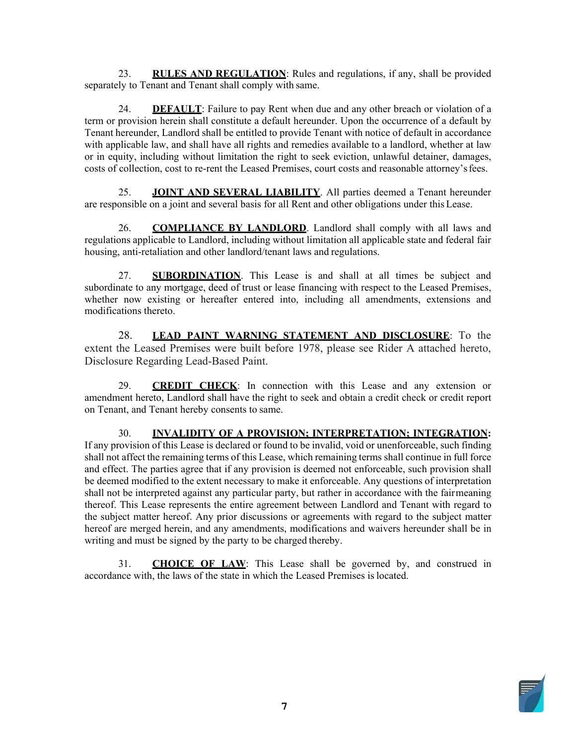23. **RULES AND REGULATION**: Rules and regulations, if any, shall be provided separately to Tenant and Tenant shall comply with same.

24. **DEFAULT**: Failure to pay Rent when due and any other breach or violation of a term or provision herein shall constitute a default hereunder. Upon the occurrence of a default by Tenant hereunder, Landlord shall be entitled to provide Tenant with notice of default in accordance with applicable law, and shall have all rights and remedies available to a landlord, whether at law or in equity, including without limitation the right to seek eviction, unlawful detainer, damages, costs of collection, cost to re-rent the Leased Premises, court costs and reasonable attorney's fees.

25. **JOINT AND SEVERAL LIABILITY**. All parties deemed a Tenant hereunder are responsible on a joint and several basis for all Rent and other obligations under this Lease.

26. **COMPLIANCE BY LANDLORD**. Landlord shall comply with all laws and regulations applicable to Landlord, including without limitation all applicable state and federal fair housing, anti-retaliation and other landlord/tenant laws and regulations.

27. **SUBORDINATION**. This Lease is and shall at all times be subject and subordinate to any mortgage, deed of trust or lease financing with respect to the Leased Premises, whether now existing or hereafter entered into, including all amendments, extensions and modifications thereto.

28. **LEAD PAINT WARNING STATEMENT AND DISCLOSURE**: To the extent the Leased Premises were built before 1978, please see Rider A attached hereto, Disclosure Regarding Lead-Based Paint.

29. **CREDIT CHECK**: In connection with this Lease and any extension or amendment hereto, Landlord shall have the right to seek and obtain a credit check or credit report on Tenant, and Tenant hereby consents to same.

30. **INVALIDITY OF A PROVISION; INTERPRETATION; INTEGRATION:** If any provision of this Lease is declared or found to be invalid, void or unenforceable, such finding shall not affect the remaining terms of this Lease, which remaining terms shall continue in full force and effect. The parties agree that if any provision is deemed not enforceable, such provision shall be deemed modified to the extent necessary to make it enforceable. Any questions of interpretation shall not be interpreted against any particular party, but rather in accordance with the fair meaning thereof. This Lease represents the entire agreement between Landlord and Tenant with regard to the subject matter hereof. Any prior discussions or agreements with regard to the subject matter hereof are merged herein, and any amendments, modifications and waivers hereunder shall be in writing and must be signed by the party to be charged thereby.

31. **CHOICE OF LAW**: This Lease shall be governed by, and construed in accordance with, the laws of the state in which the Leased Premises is located.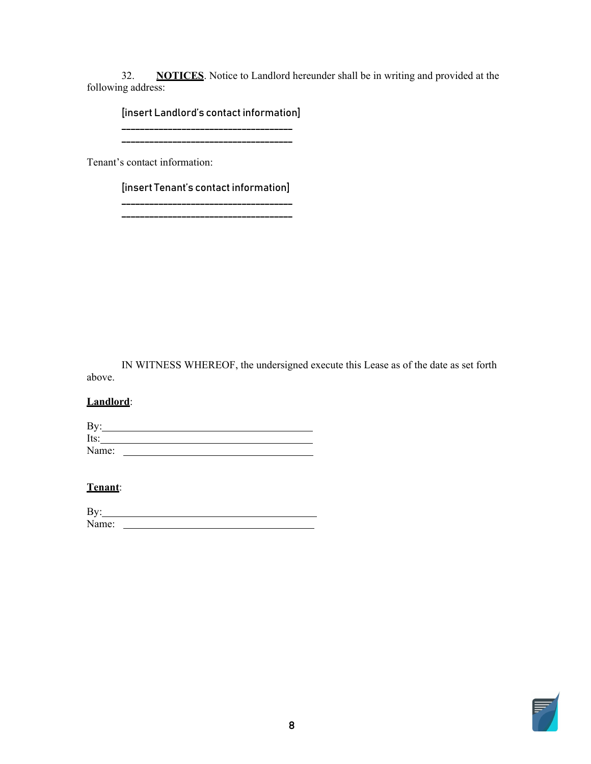32. **NOTICES**. Notice to Landlord hereunder shall be in writing and provided at the following address:

[insert Landlord's contact information]
___________________________________
___________________________________

Tenant's contact information:

[insert Tenant's contact information]
___________________________________
___________________________________

IN WITNESS WHEREOF, the undersigned execute this Lease as of the date as set forth above.

**Landlord**:

By:___________________________________
Its:___________________________________
Name: ________________________________

**Tenant**:

By:___________________________________
Name: ________________________________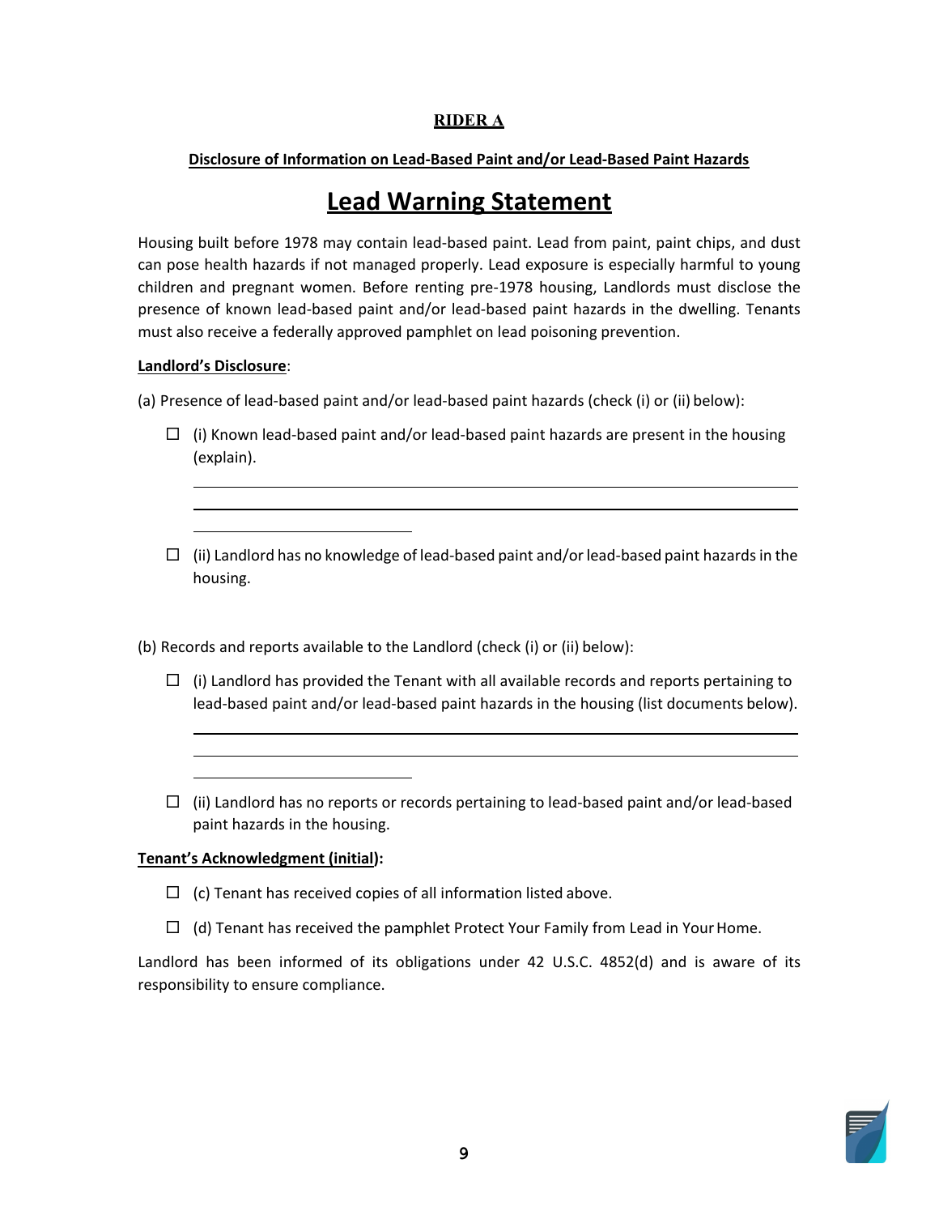**RIDER A**

**Disclosure of Information on Lead-Based Paint and/or Lead-Based Paint Hazards**

# Lead Warning Statement

Housing built before 1978 may contain lead-based paint. Lead from paint, paint chips, and dust can pose health hazards if not managed properly. Lead exposure is especially harmful to young children and pregnant women. Before renting pre-1978 housing, Landlords must disclose the presence of known lead-based paint and/or lead-based paint hazards in the dwelling. Tenants must also receive a federally approved pamphlet on lead poisoning prevention.

**Landlord's Disclosure**:

(a) Presence of lead-based paint and/or lead-based paint hazards (check (i) or (ii) below):

- ☐ (i) Known lead-based paint and/or lead-based paint hazards are present in the housing (explain).

  ____________________________________________
  ____________________________________________
  ____________________

- ☐ (ii) Landlord has no knowledge of lead-based paint and/or lead-based paint hazards in the housing.

(b) Records and reports available to the Landlord (check (i) or (ii) below):

- ☐ (i) Landlord has provided the Tenant with all available records and reports pertaining to lead-based paint and/or lead-based paint hazards in the housing (list documents below).

  ____________________________________________
  ____________________________________________
  ____________________

- ☐ (ii) Landlord has no reports or records pertaining to lead-based paint and/or lead-based paint hazards in the housing.

**Tenant's Acknowledgment (initial):**

- ☐ (c) Tenant has received copies of all information listed above.
- ☐ (d) Tenant has received the pamphlet Protect Your Family from Lead in Your Home.

Landlord has been informed of its obligations under 42 U.S.C. 4852(d) and is aware of its responsibility to ensure compliance.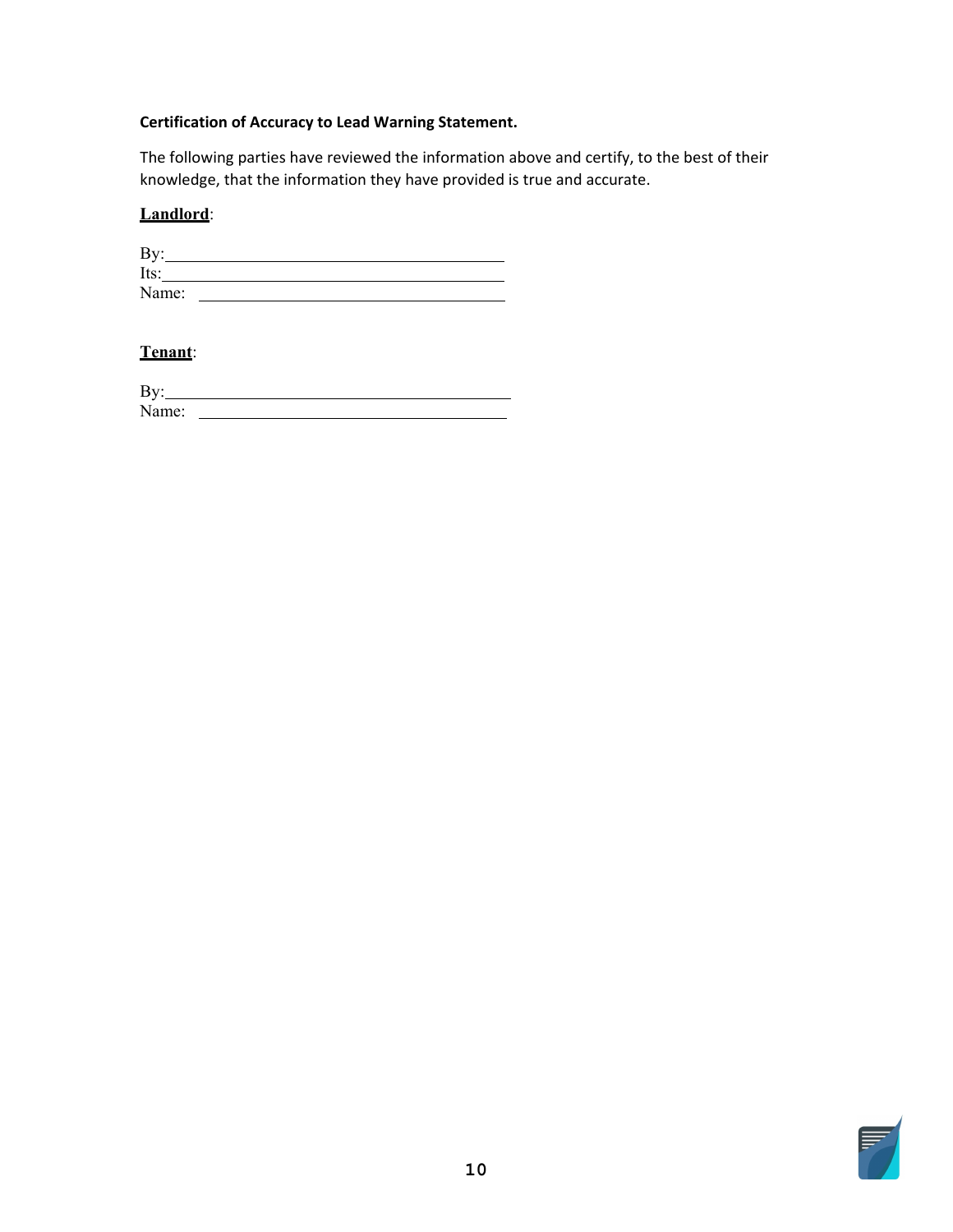**Certification of Accuracy to Lead Warning Statement.**

The following parties have reviewed the information above and certify, to the best of their knowledge, that the information they have provided is true and accurate.

**Landlord**:

By: ________________________________________
Its: ________________________________________
Name: ______________________________________

**Tenant**:

By: ________________________________________
Name: ______________________________________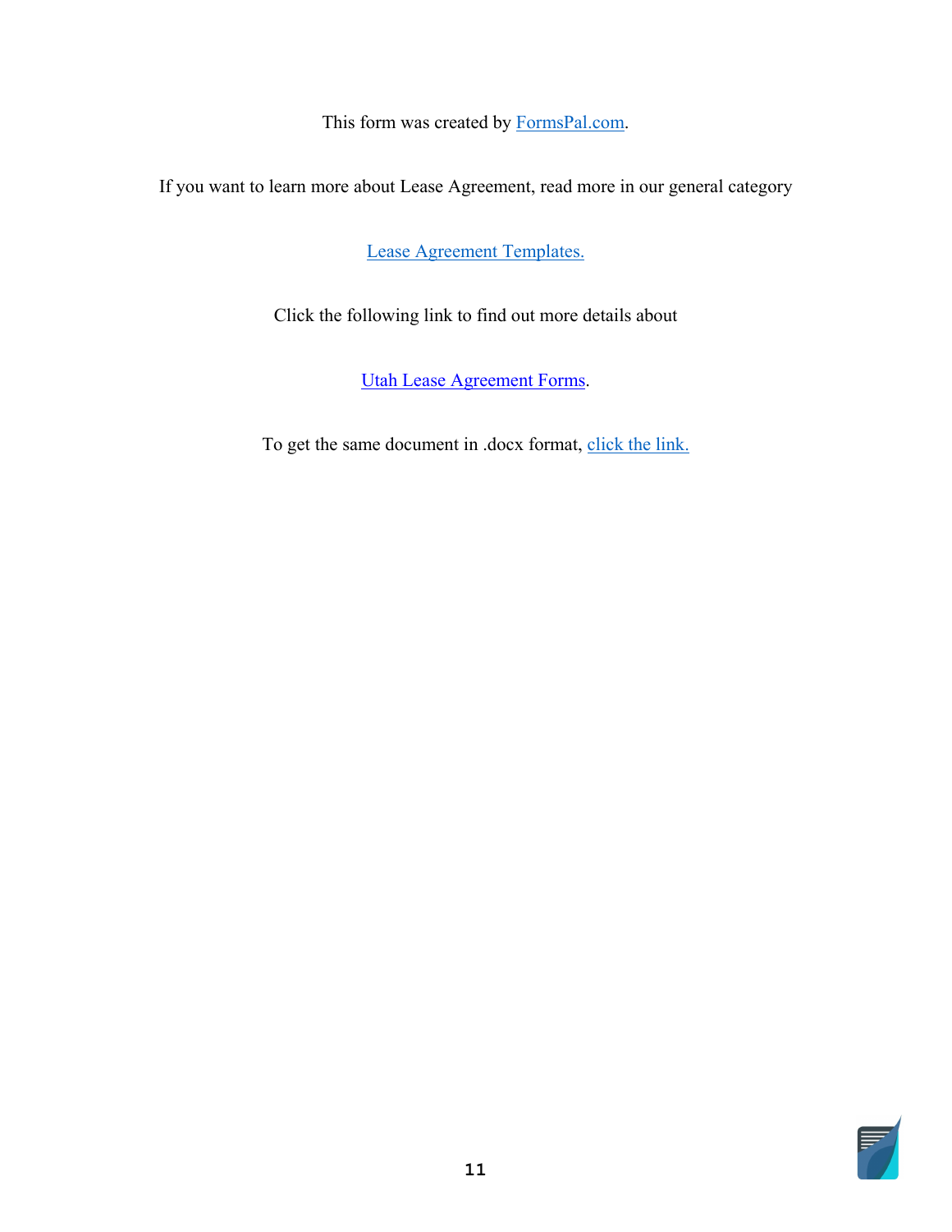This form was created by FormsPal.com.

If you want to learn more about Lease Agreement, read more in our general category

Lease Agreement Templates.

Click the following link to find out more details about

Utah Lease Agreement Forms.

To get the same document in .docx format, click the link.